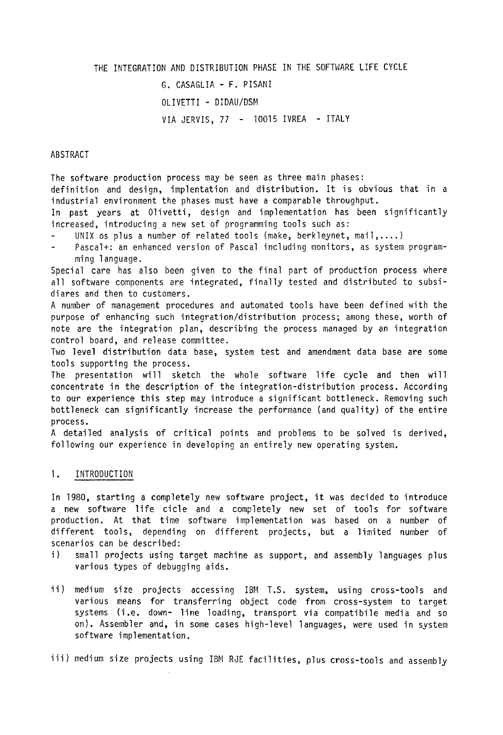# THE INTEGRATION AND DISTRIBUTION PHASE IN THE SOFTWARE LIFE CYCLE

G. CASAGLIA - F. PISANI

OLIVETTI - DIDAU/DSM

VIA JERVIS, 77 - 10015 IVREA - ITALY

## ABSTRACT

The software production process may be seen as three main phases: definition and design, implentation and distribution. It is obvious that in a industrial environment the phases must have a comparable throughput.

In past years at Olivetti, design and implementation has been significantly increased, introducing a new set of programming tools such as:

- UNIX os plus a number of related tools (make, berkleynet, mail,....)
- Pascal+: an enhanced version of Pascal including monitors, as system programming language.

Special care has also been given to the final part of production process where all software components are integrated, finally tested and distributed to subsidiares and then to customers.

A number of management procedures and automated tools have been defined with the purpose of enhancing such integration/distribution process; among these, worth of note are the integration plan, describing the process managed by an integration control board, and release committee.

Two level distribution data base, system test and amendment data base are some tools supporting the process.

The presentation will sketch the whole software life cycle and then will concentrate in the description of the integration-distribution process. According to our experience this step may introduce a significant bottleneck. Removing such bottleneck can significantly increase the performance (and quality) of the entire process.

A detailed analysis of critical points and problems to be solved is derived, following our experience in developing an entirely new operating system.

## 1. INTRODUCTION

In 1980, starting a completely new software project, it was decided to introduce a new software life cicle and a completely new set of tools for software production. At that time software implementation was based on a number of different tools, depending on different projects, but a limited number of scenarios can be described:

i) small projects using target machine as support, and assembly languages plus various types of debugging aids.

ii) medium size projects accessing IBM T.S. system, using cross-tools and various means for transferring object code from cross-system to target systems (i.e. down- line loading, transport via compatibile media and so on). Assembler and, in some cases high-level languages, were used in system software implementation.

iii) medium size projects using IBM RJE facilities, plus cross-tools and assembly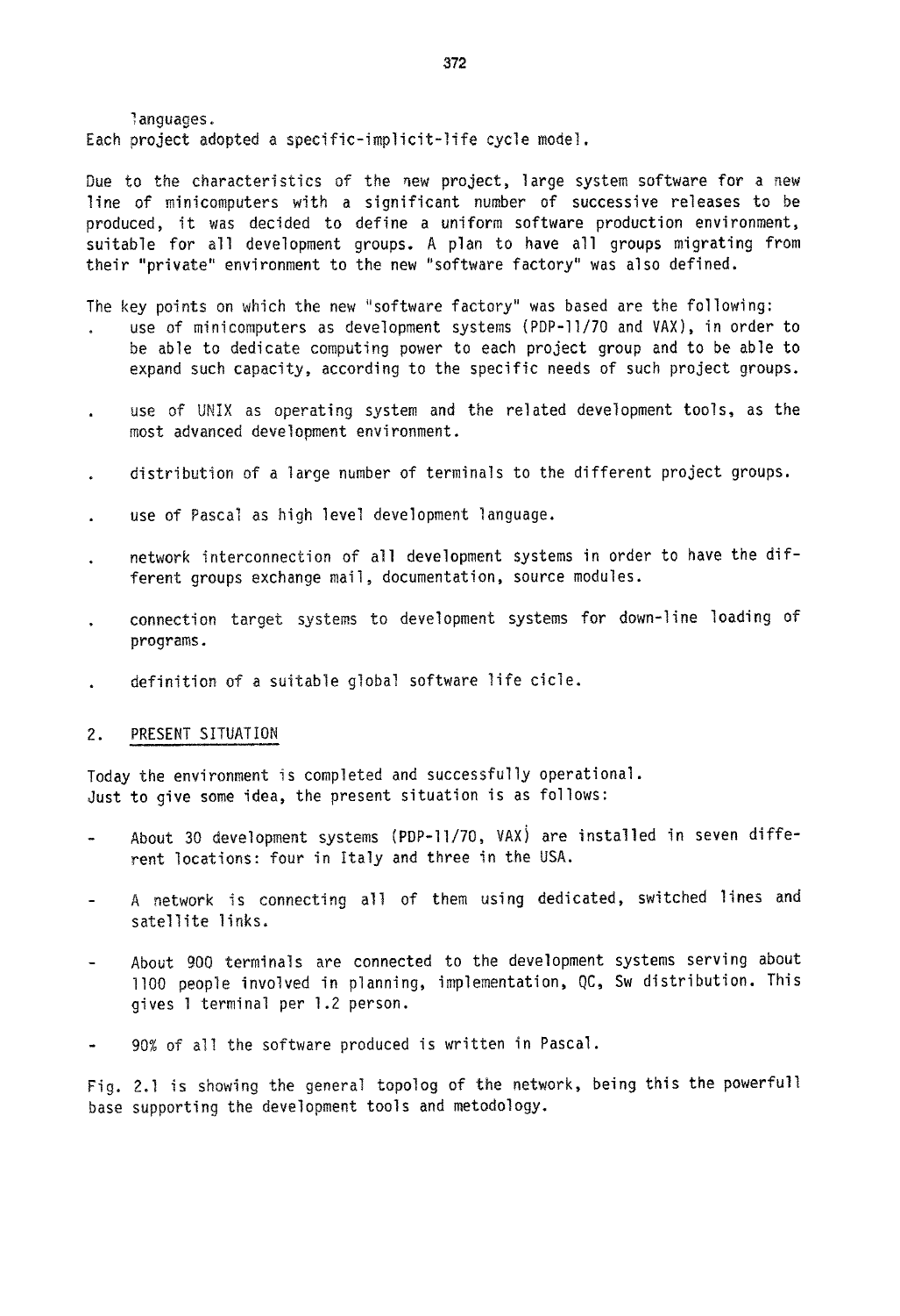languages.
Each project adopted a specific-implicit-life cycle model.

Due to the characteristics of the new project, large system software for a new line of minicomputers with a significant number of successive releases to be produced, it was decided to define a uniform software production environment, suitable for all development groups. A plan to have all groups migrating from their "private" environment to the new "software factory" was also defined.

The key points on which the new "software factory" was based are the following:

- use of minicomputers as development systems (PDP-11/70 and VAX), in order to be able to dedicate computing power to each project group and to be able to expand such capacity, according to the specific needs of such project groups.
- use of UNIX as operating system and the related development tools, as the most advanced development environment.
- distribution of a large number of terminals to the different project groups.
- use of Pascal as high level development language.
- network interconnection of all development systems in order to have the different groups exchange mail, documentation, source modules.
- connection target systems to development systems for down-line loading of programs.
- definition of a suitable global software life cicle.

## 2. PRESENT SITUATION

Today the environment is completed and successfully operational.
Just to give some idea, the present situation is as follows:

- About 30 development systems (PDP-11/70, VAX) are installed in seven different locations: four in Italy and three in the USA.
- A network is connecting all of them using dedicated, switched lines and satellite links.
- About 900 terminals are connected to the development systems serving about 1100 people involved in planning, implementation, QC, Sw distribution. This gives 1 terminal per 1.2 person.
- 90% of all the software produced is written in Pascal.

Fig. 2.1 is showing the general topolog of the network, being this the powerfull base supporting the development tools and metodology.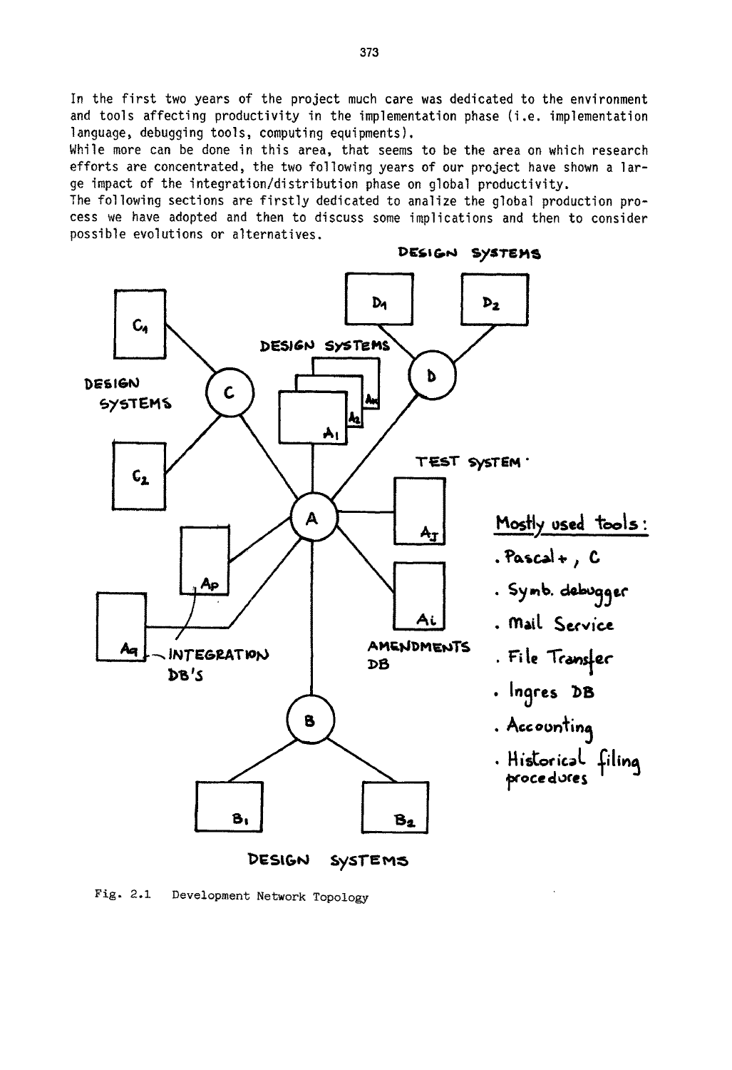In the first two years of the project much care was dedicated to the environment and tools affecting productivity in the implementation phase (i.e. implementation language, debugging tools, computing equipments).

While more can be done in this area, that seems to be the area on which research efforts are concentrated, the two following years of our project have shown a large impact of the integration/distribution phase on global productivity.

The following sections are firstly dedicated to analize the global production process we have adopted and then to discuss some implications and then to consider possible evolutions or alternatives.

Fig. 2.1 Development Network Topology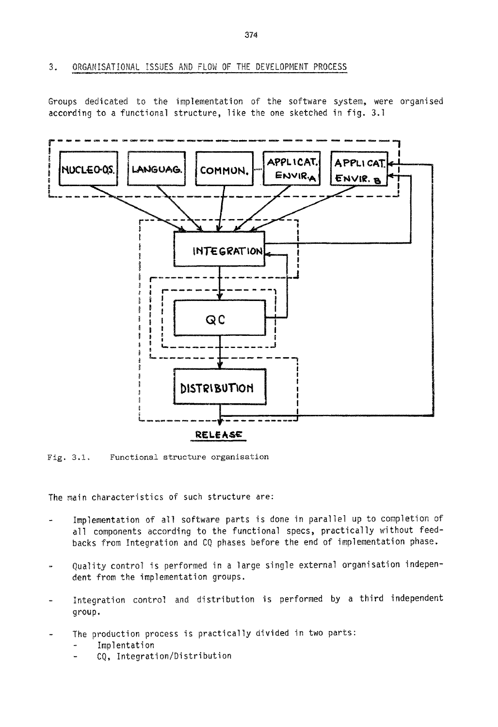## 3. ORGANISATIONAL ISSUES AND FLOW OF THE DEVELOPMENT PROCESS

Groups dedicated to the implementation of the software system, were organised according to a functional structure, like the one sketched in fig. 3.1

Fig. 3.1. Functional structure organisation

The main characteristics of such structure are:

- Implementation of all software parts is done in parallel up to completion of all components according to the functional specs, practically without feedbacks from Integration and CQ phases before the end of implementation phase.
- Quality control is performed in a large single external organisation independent from the implementation groups.
- Integration control and distribution is performed by a third independent group.
- The production process is practically divided in two parts:
  - Implentation
  - CQ, Integration/Distribution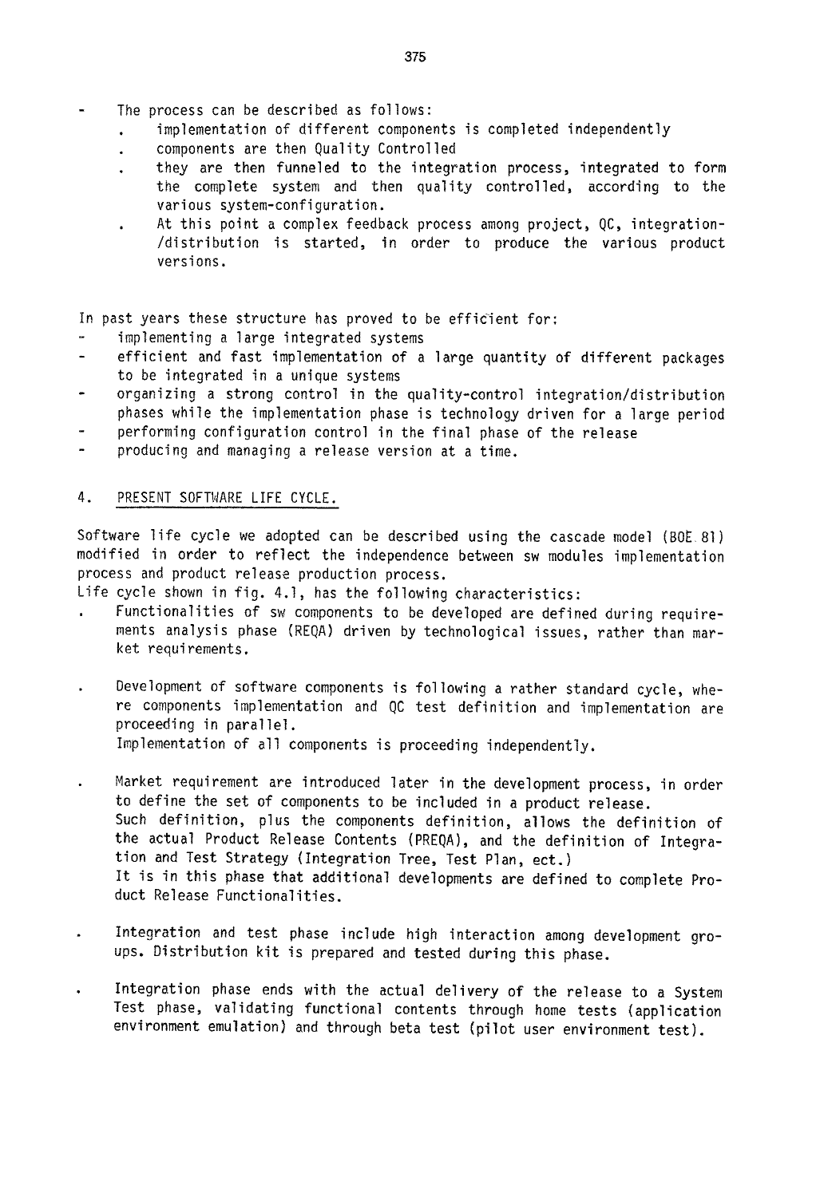- The process can be described as follows:
  - implementation of different components is completed independently
  - components are then Quality Controlled
  - they are then funneled to the integration process, integrated to form the complete system and then quality controlled, according to the various system-configuration.
  - At this point a complex feedback process among project, QC, integration-/distribution is started, in order to produce the various product versions.

In past years these structure has proved to be efficient for:

- implementing a large integrated systems
- efficient and fast implementation of a large quantity of different packages to be integrated in a unique systems
- organizing a strong control in the quality-control integration/distribution phases while the implementation phase is technology driven for a large period
- performing configuration control in the final phase of the release
- producing and managing a release version at a time.

## 4. PRESENT SOFTWARE LIFE CYCLE.

Software life cycle we adopted can be described using the cascade model (BOE 81) modified in order to reflect the independence between sw modules implementation process and product release production process.

Life cycle shown in fig. 4.1, has the following characteristics:

- Functionalities of sw components to be developed are defined during requirements analysis phase (REQA) driven by technological issues, rather than market requirements.

- Development of software components is following a rather standard cycle, where components implementation and QC test definition and implementation are proceeding in parallel.
  Implementation of all components is proceeding independently.

- Market requirement are introduced later in the development process, in order to define the set of components to be included in a product release.
  Such definition, plus the components definition, allows the definition of the actual Product Release Contents (PREQA), and the definition of Integration and Test Strategy (Integration Tree, Test Plan, ect.)
  It is in this phase that additional developments are defined to complete Product Release Functionalities.

- Integration and test phase include high interaction among development groups. Distribution kit is prepared and tested during this phase.

- Integration phase ends with the actual delivery of the release to a System Test phase, validating functional contents through home tests (application environment emulation) and through beta test (pilot user environment test).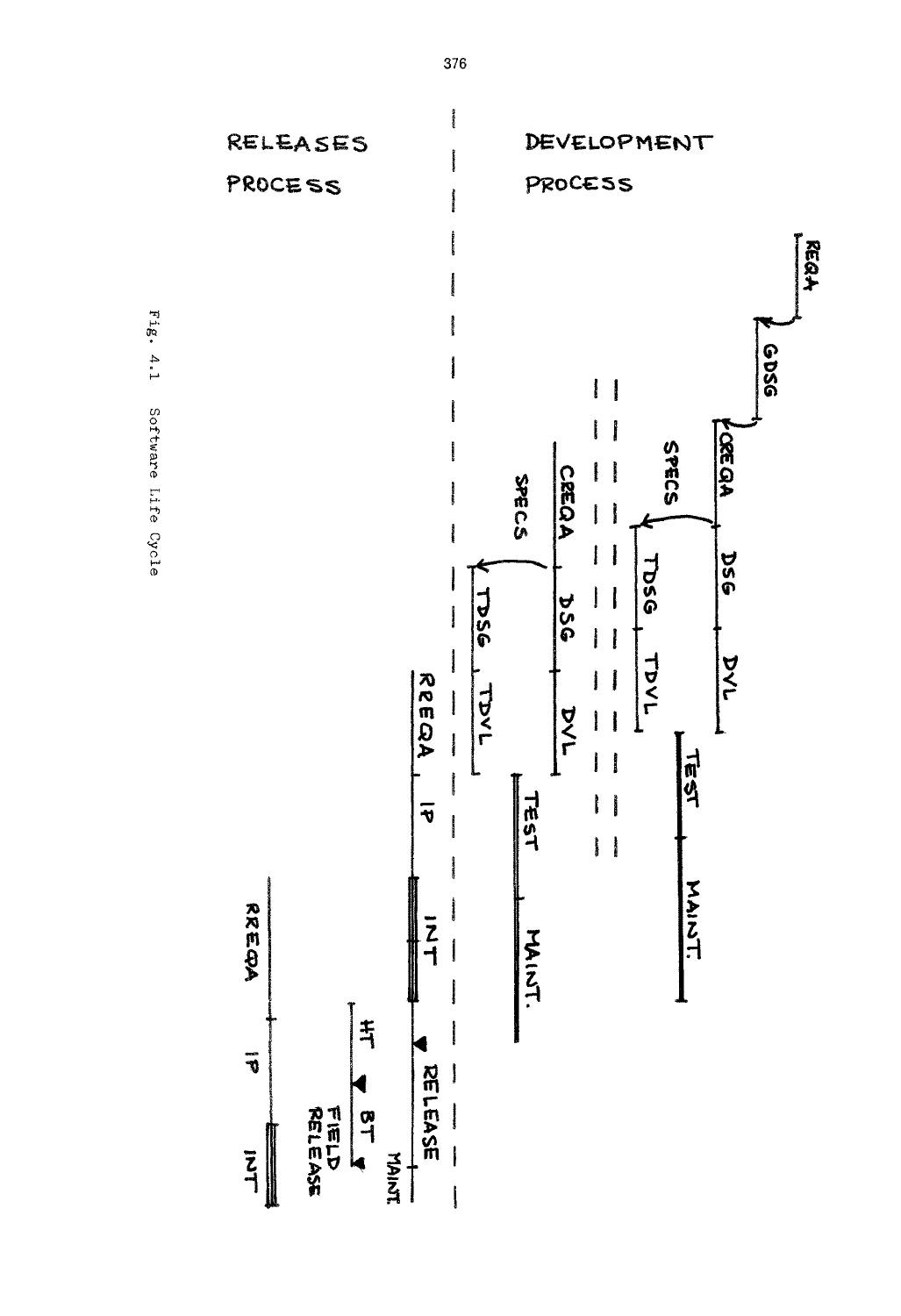RELEASES PROCESS

DEVELOPMENT PROCESS

REQA

GDSG

CREQA — DSG — DVL

SPECS

TDSG — TDVL

TEST — MAINT.

CREQA — DSG — DVL

SPECS

TDSG — TDVL

TEST — MAINT.

RREQA — IP — INT — RELEASE — MAINT.

HT — BT — FIELD RELEASE

RREQA — IP — INT

Fig. 4.1 Software Life Cycle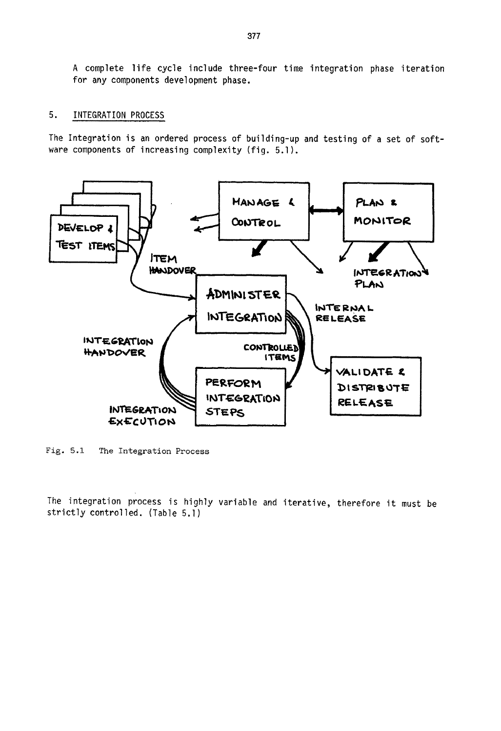A complete life cycle include three-four time integration phase iteration for any components development phase.

## 5. INTEGRATION PROCESS

The Integration is an ordered process of building-up and testing of a set of software components of increasing complexity (fig. 5.1).

Fig. 5.1 The Integration Process

The integration process is highly variable and iterative, therefore it must be strictly controlled. (Table 5.1)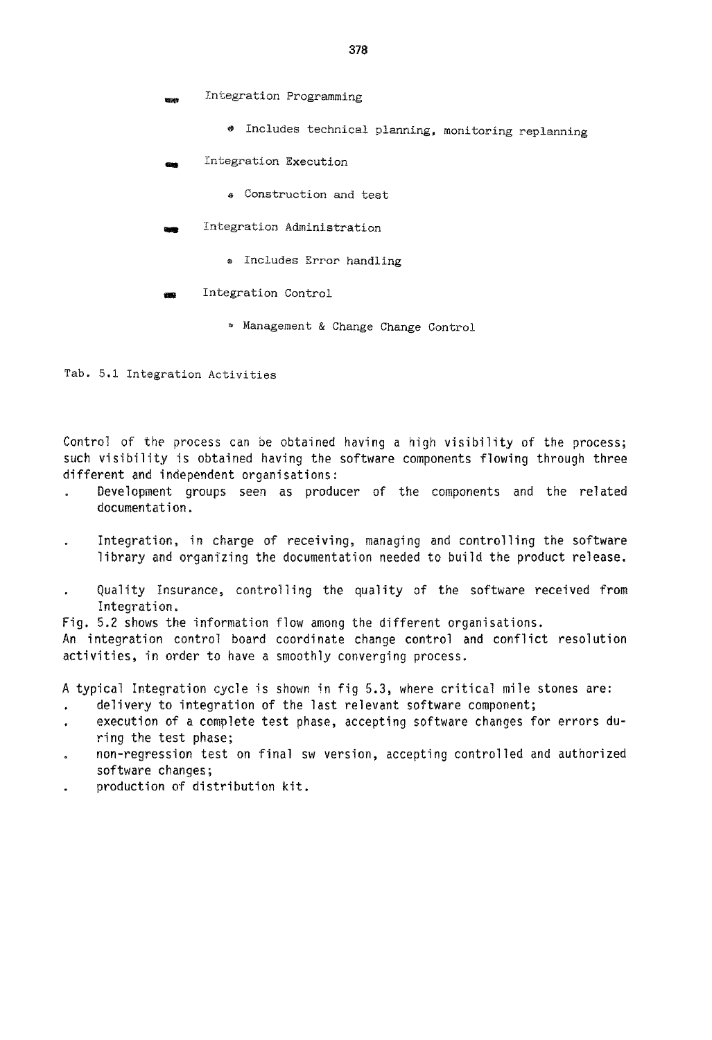- Integration Programming
  - Includes technical planning, monitoring replanning
- Integration Execution
  - Construction and test
- Integration Administration
  - Includes Error handling
- Integration Control
  - Management & Change Change Control

Tab. 5.1 Integration Activities

Control of the process can be obtained having a high visibility of the process; such visibility is obtained having the software components flowing through three different and independent organisations:

- Development groups seen as producer of the components and the related documentation.
- Integration, in charge of receiving, managing and controlling the software library and organizing the documentation needed to build the product release.
- Quality Insurance, controlling the quality of the software received from Integration.

Fig. 5.2 shows the information flow among the different organisations.
An integration control board coordinate change control and conflict resolution activities, in order to have a smoothly converging process.

A typical Integration cycle is shown in fig 5.3, where critical mile stones are:

- delivery to integration of the last relevant software component;
- execution of a complete test phase, accepting software changes for errors during the test phase;
- non-regression test on final sw version, accepting controlled and authorized software changes;
- production of distribution kit.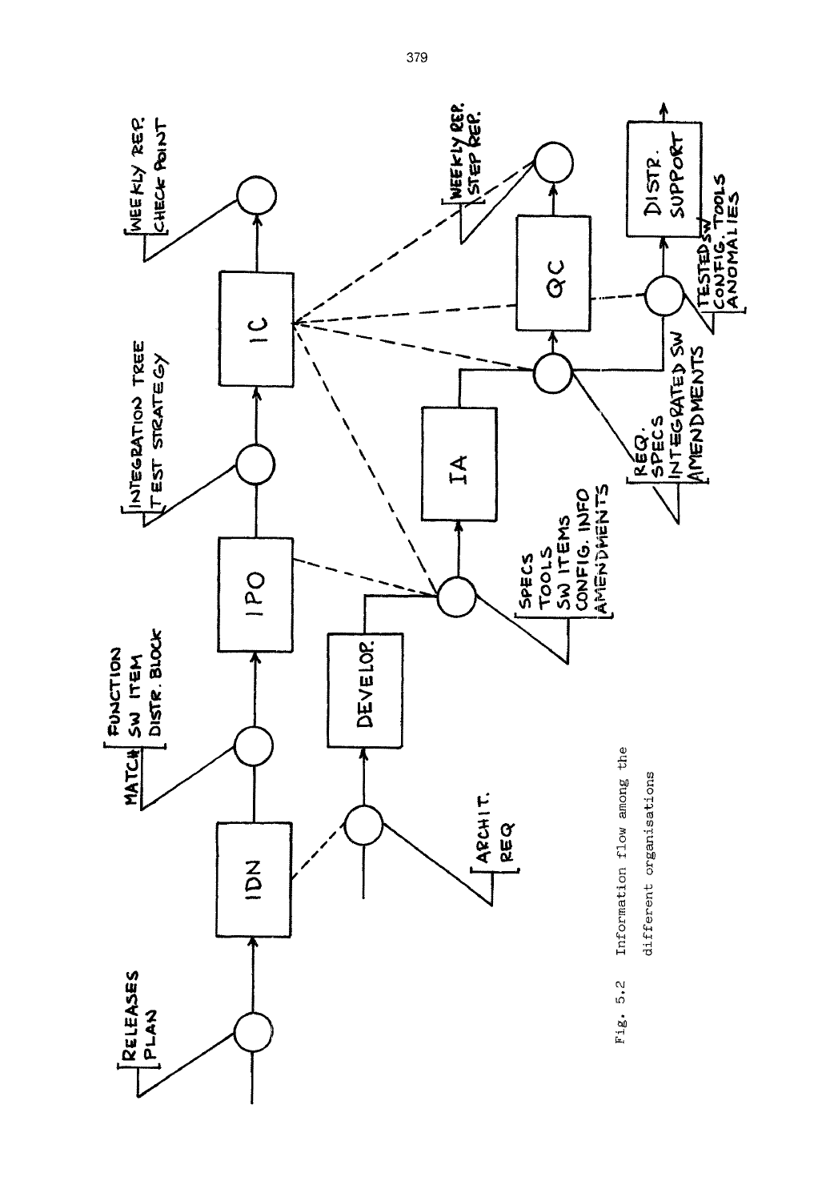Fig. 5.2 Information flow among the different organisations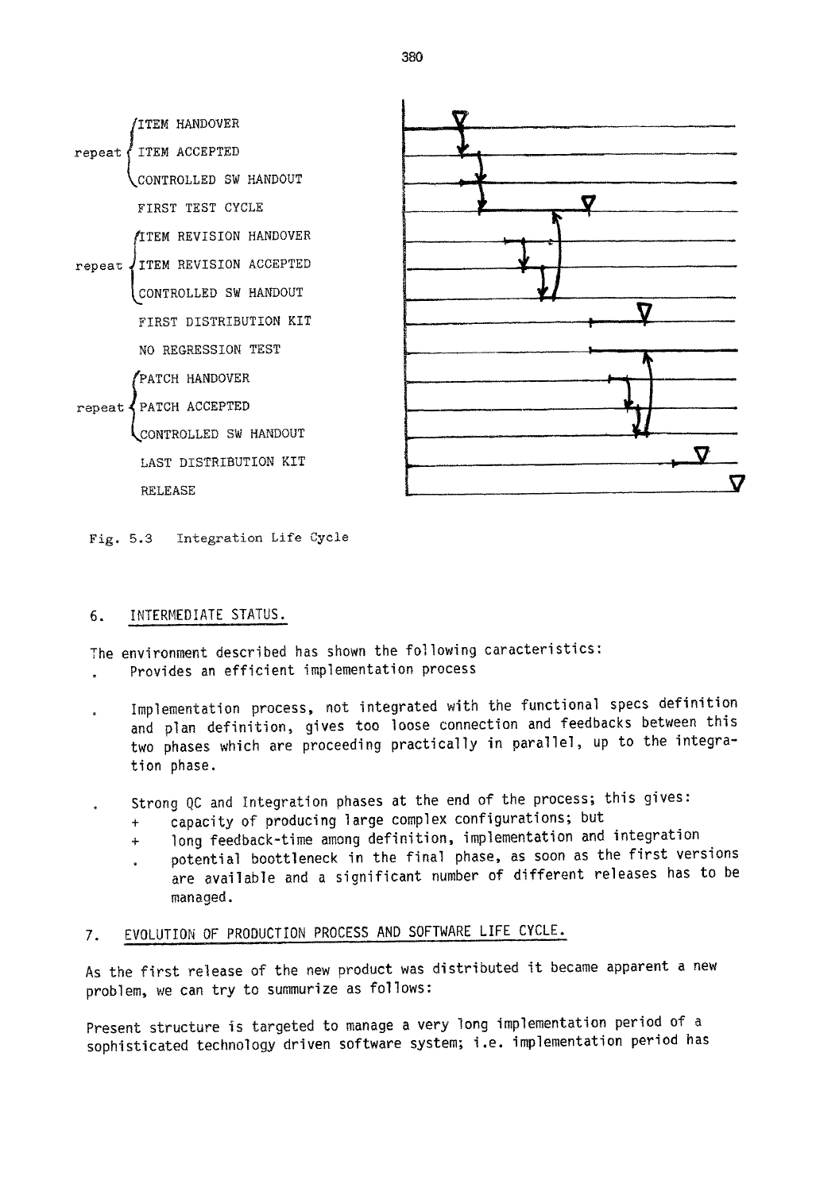repeat {
- ITEM HANDOVER
- ITEM ACCEPTED
- CONTROLLED SW HANDOUT

}

FIRST TEST CYCLE

repeat {
- ITEM REVISION HANDOVER
- ITEM REVISION ACCEPTED
- CONTROLLED SW HANDOUT

}

FIRST DISTRIBUTION KIT

NO REGRESSION TEST

repeat {
- PATCH HANDOVER
- PATCH ACCEPTED
- CONTROLLED SW HANDOUT

}

LAST DISTRIBUTION KIT

RELEASE

Fig. 5.3 Integration Life Cycle

## 6. INTERMEDIATE STATUS.

The environment described has shown the following caracteristics:

- Provides an efficient implementation process
- Implementation process, not integrated with the functional specs definition and plan definition, gives too loose connection and feedbacks between this two phases which are proceeding practically in parallel, up to the integration phase.
- Strong QC and Integration phases at the end of the process; this gives:
  - \+ capacity of producing large complex configurations; but
  - \+ long feedback-time among definition, implementation and integration
  - . potential boottleneck in the final phase, as soon as the first versions are available and a significant number of different releases has to be managed.

## 7. EVOLUTION OF PRODUCTION PROCESS AND SOFTWARE LIFE CYCLE.

As the first release of the new product was distributed it became apparent a new problem, we can try to summurize as follows:

Present structure is targeted to manage a very long implementation period of a sophisticated technology driven software system; i.e. implementation period has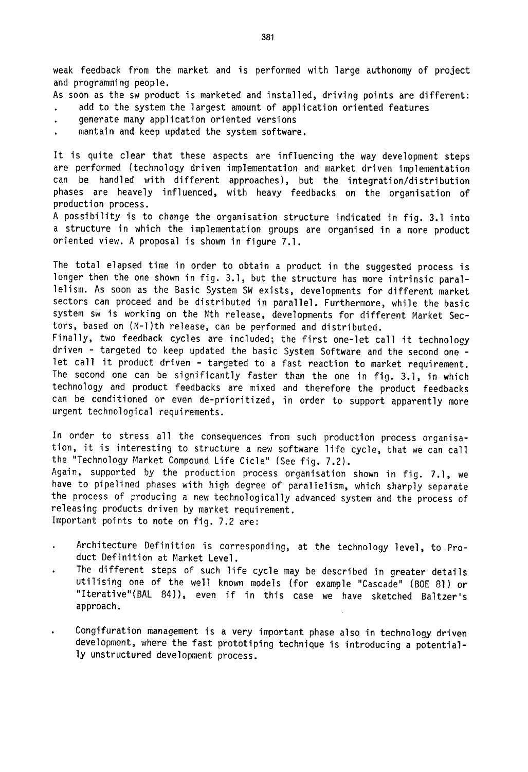weak feedback from the market and is performed with large authonomy of project and programming people.

As soon as the sw product is marketed and installed, driving points are different:

- add to the system the largest amount of application oriented features
- generate many application oriented versions
- mantain and keep updated the system software.

It is quite clear that these aspects are influencing the way development steps are performed (technology driven implementation and market driven implementation can be handled with different approaches), but the integration/distribution phases are heavely influenced, with heavy feedbacks on the organisation of production process.

A possibility is to change the organisation structure indicated in fig. 3.1 into a structure in which the implementation groups are organised in a more product oriented view. A proposal is shown in figure 7.1.

The total elapsed time in order to obtain a product in the suggested process is longer then the one shown in fig. 3.1, but the structure has more intrinsic parallelism. As soon as the Basic System SW exists, developments for different market sectors can proceed and be distributed in parallel. Furthermore, while the basic system sw is working on the Nth release, developments for different Market Sectors, based on (N-1)th release, can be performed and distributed.

Finally, two feedback cycles are included; the first one-let call it technology driven - targeted to keep updated the basic System Software and the second one - let call it product driven - targeted to a fast reaction to market requirement. The second one can be significantly faster than the one in fig. 3.1, in which technology and product feedbacks are mixed and therefore the product feedbacks can be conditioned or even de-prioritized, in order to support apparently more urgent technological requirements.

In order to stress all the consequences from such production process organisation, it is interesting to structure a new software life cycle, that we can call the "Technology Market Compound Life Cicle" (See fig. 7.2).

Again, supported by the production process organisation shown in fig. 7.1, we have to pipelined phases with high degree of parallelism, which sharply separate the process of producing a new technologically advanced system and the process of releasing products driven by market requirement.

Important points to note on fig. 7.2 are:

- Architecture Definition is corresponding, at the technology level, to Product Definition at Market Level.
- The different steps of such life cycle may be described in greater details utilising one of the well known models (for example "Cascade" (BOE 81) or "Iterative"(BAL 84)), even if in this case we have sketched Baltzer's approach.
- Congifuration management is a very important phase also in technology driven development, where the fast prototiping technique is introducing a potentially unstructured development process.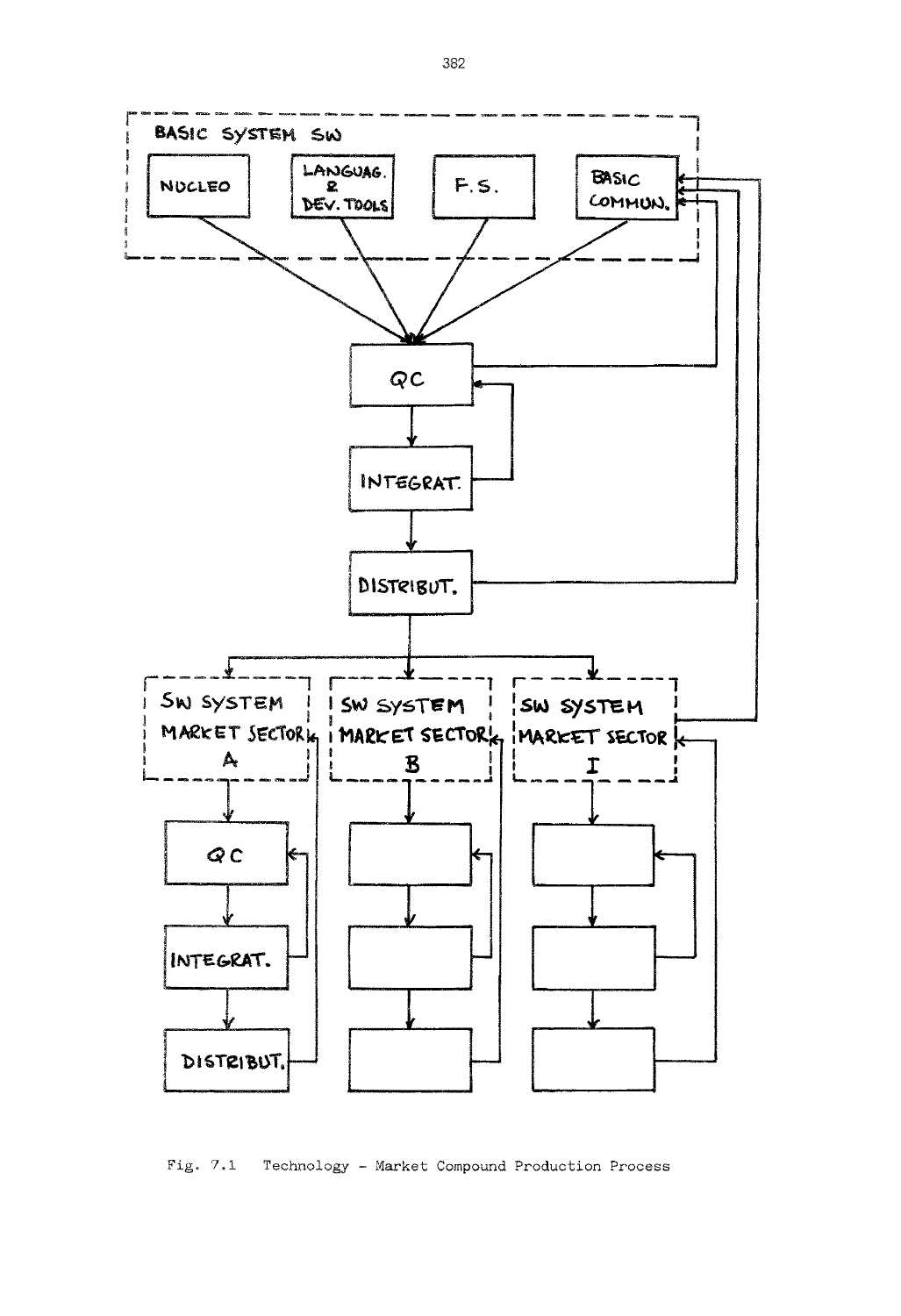BASIC SYSTEM SW

NUCLEO

LANGUAG. & DEV. TOOLS

F.S.

BASIC COMMUN.

QC

INTEGRAT.

DISTRIBUT.

SW SYSTEM MARKET SECTOR A

SW SYSTEM MARKET SECTOR B

SW SYSTEM MARKET SECTOR I

QC

INTEGRAT.

DISTRIBUT.

Fig. 7.1 Technology - Market Compound Production Process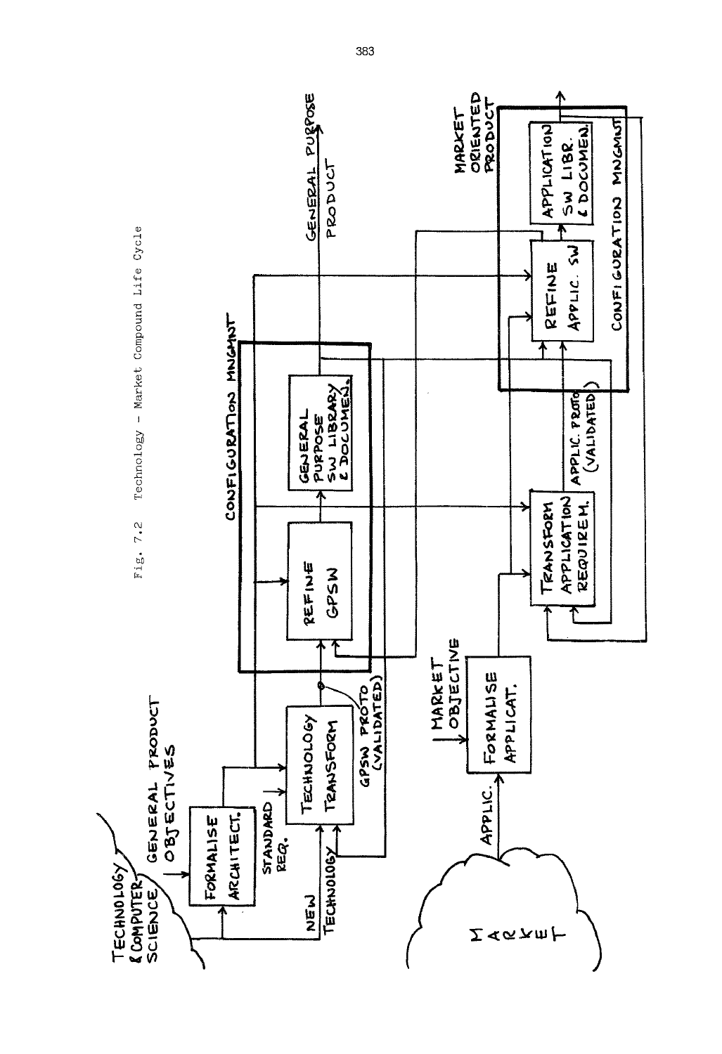Fig. 7.2 Technology - Market Compound Life Cycle

TECHNOLOGY & COMPUTER SCIENCE

GENERAL PRODUCT OBJECTIVES

FORMALISE ARCHITECT.

STANDARD REQ.

NEW TECHNOLOGY

TECHNOLOGY TRANSFORM

GPSW PROTO (VALIDATED)

CONFIGURATION MNGMNT

REFINE GPSW

GENERAL PURPOSE SW LIBRARY & DOCUMEN.

GENERAL PURPOSE PRODUCT

MARKET

APPLIC.

MARKET OBJECTIVE

FORMALISE APPLICAT.

TRANSFORM APPLICATION REQUIREM.

APPLIC. PROTO (VALIDATED)

REFINE APPLIC. SW

APPLICATION SW LIBR. & DOCUMEN.

CONFIGURATION MNGMNT

MARKET ORIENTED PRODUCT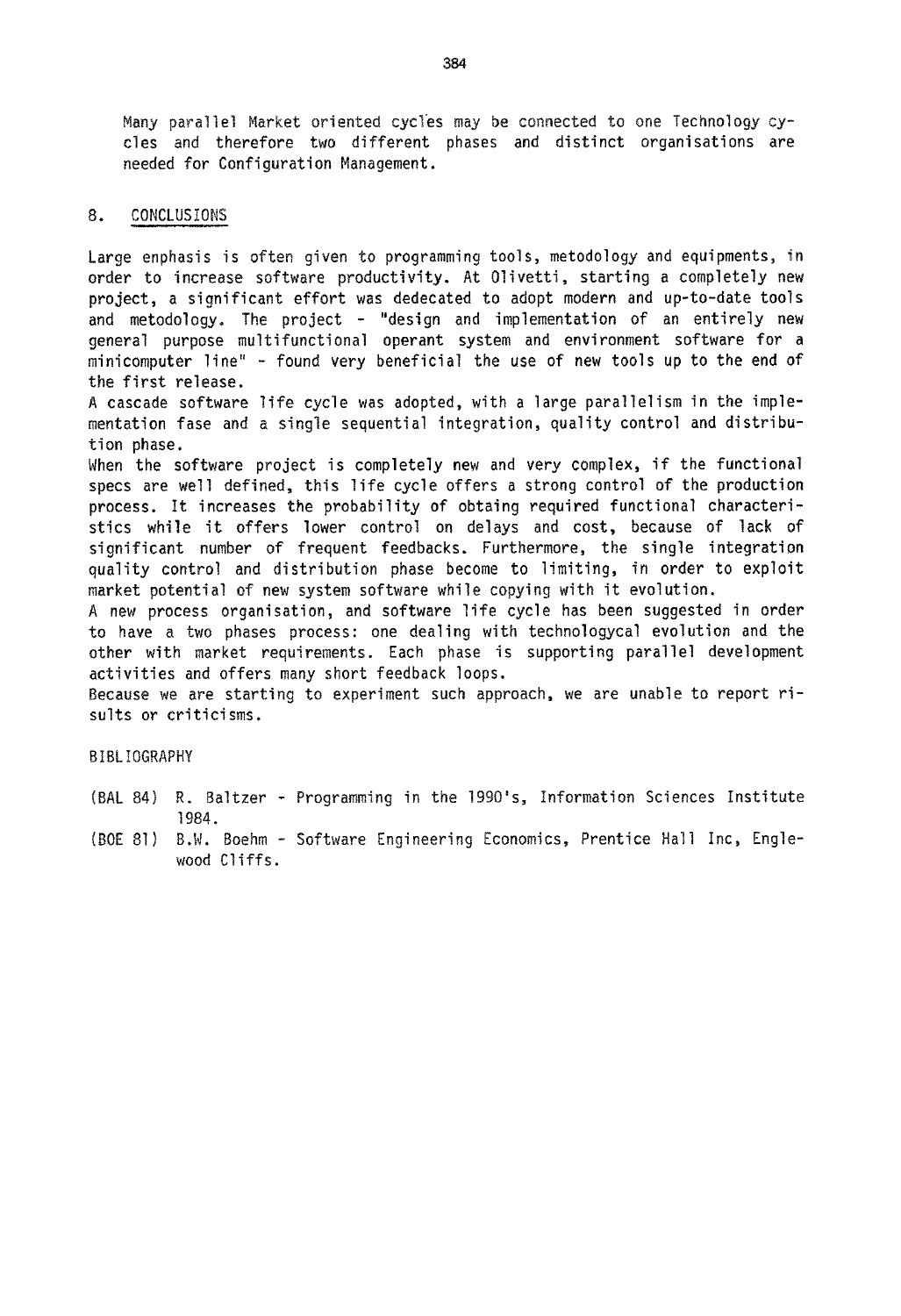Many parallel Market oriented cycles may be connected to one Technology cycles and therefore two different phases and distinct organisations are needed for Configuration Management.

## 8. CONCLUSIONS

Large enphasis is often given to programming tools, metodology and equipments, in order to increase software productivity. At Olivetti, starting a completely new project, a significant effort was dedecated to adopt modern and up-to-date tools and metodology. The project - "design and implementation of an entirely new general purpose multifunctional operant system and environment software for a minicomputer line" - found very beneficial the use of new tools up to the end of the first release.

A cascade software life cycle was adopted, with a large parallelism in the implementation fase and a single sequential integration, quality control and distribution phase.

When the software project is completely new and very complex, if the functional specs are well defined, this life cycle offers a strong control of the production process. It increases the probability of obtaing required functional characteristics while it offers lower control on delays and cost, because of lack of significant number of frequent feedbacks. Furthermore, the single integration quality control and distribution phase become to limiting, in order to exploit market potential of new system software while copying with it evolution.

A new process organisation, and software life cycle has been suggested in order to have a two phases process: one dealing with technologycal evolution and the other with market requirements. Each phase is supporting parallel development activities and offers many short feedback loops.

Because we are starting to experiment such approach, we are unable to report risults or criticisms.

## BIBLIOGRAPHY

(BAL 84) R. Baltzer - Programming in the 1990's, Information Sciences Institute 1984.

(BOE 81) B.W. Boehm - Software Engineering Economics, Prentice Hall Inc, Englewood Cliffs.